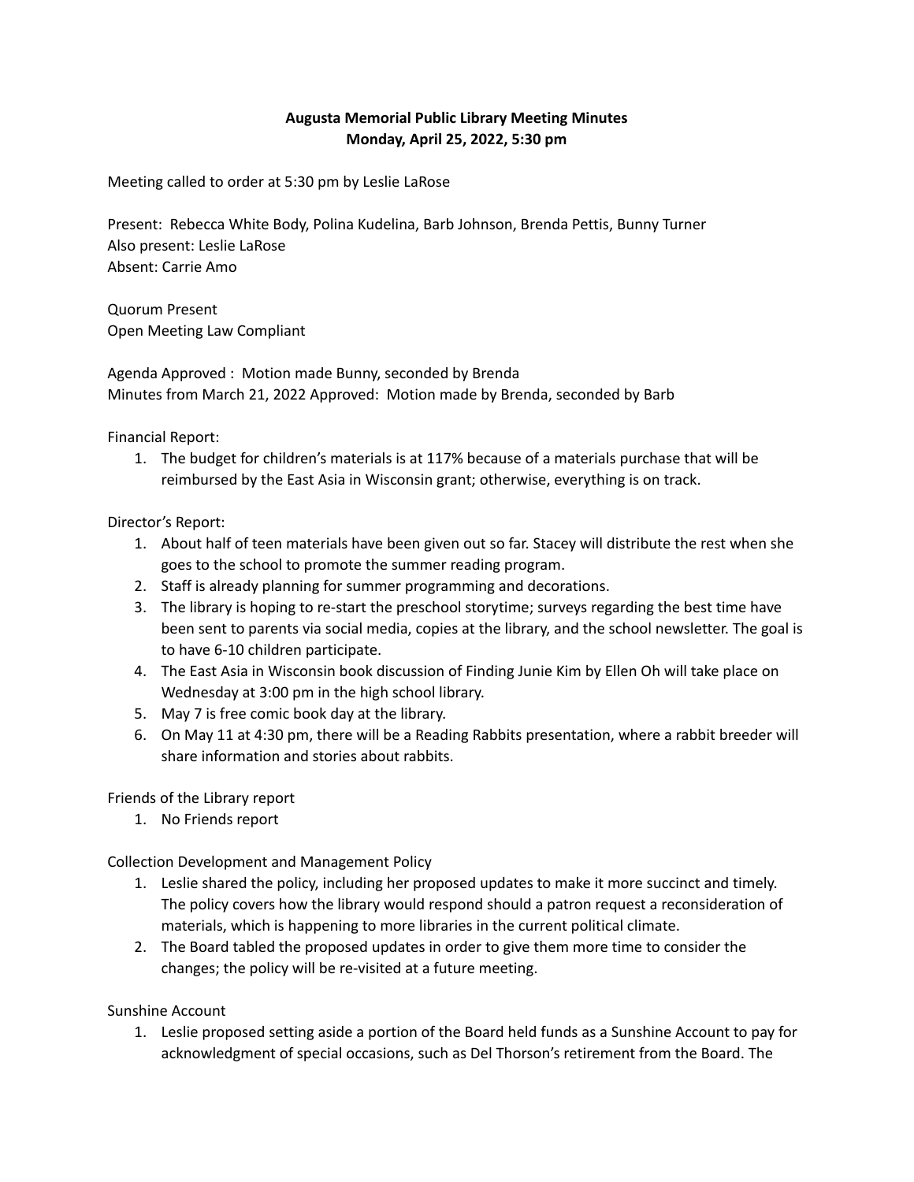**Augusta Memorial Public Library Meeting Minutes**
**Monday, April 25, 2022, 5:30 pm**

Meeting called to order at 5:30 pm by Leslie LaRose

Present: Rebecca White Body, Polina Kudelina, Barb Johnson, Brenda Pettis, Bunny Turner
Also present: Leslie LaRose
Absent: Carrie Amo

Quorum Present
Open Meeting Law Compliant

Agenda Approved : Motion made Bunny, seconded by Brenda
Minutes from March 21, 2022 Approved: Motion made by Brenda, seconded by Barb

Financial Report:

1. The budget for children's materials is at 117% because of a materials purchase that will be reimbursed by the East Asia in Wisconsin grant; otherwise, everything is on track.

Director's Report:

1. About half of teen materials have been given out so far. Stacey will distribute the rest when she goes to the school to promote the summer reading program.
2. Staff is already planning for summer programming and decorations.
3. The library is hoping to re-start the preschool storytime; surveys regarding the best time have been sent to parents via social media, copies at the library, and the school newsletter. The goal is to have 6-10 children participate.
4. The East Asia in Wisconsin book discussion of Finding Junie Kim by Ellen Oh will take place on Wednesday at 3:00 pm in the high school library.
5. May 7 is free comic book day at the library.
6. On May 11 at 4:30 pm, there will be a Reading Rabbits presentation, where a rabbit breeder will share information and stories about rabbits.

Friends of the Library report

1. No Friends report

Collection Development and Management Policy

1. Leslie shared the policy, including her proposed updates to make it more succinct and timely. The policy covers how the library would respond should a patron request a reconsideration of materials, which is happening to more libraries in the current political climate.
2. The Board tabled the proposed updates in order to give them more time to consider the changes; the policy will be re-visited at a future meeting.

Sunshine Account

1. Leslie proposed setting aside a portion of the Board held funds as a Sunshine Account to pay for acknowledgment of special occasions, such as Del Thorson's retirement from the Board. The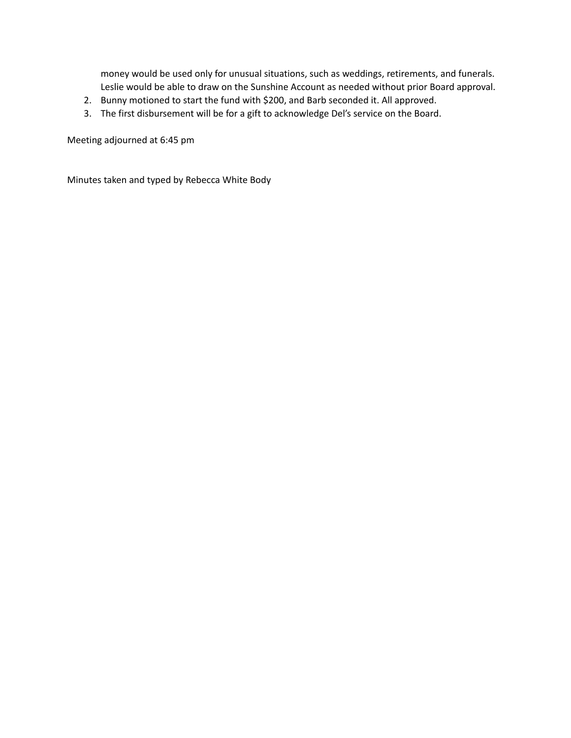money would be used only for unusual situations, such as weddings, retirements, and funerals. Leslie would be able to draw on the Sunshine Account as needed without prior Board approval.

2. Bunny motioned to start the fund with $200, and Barb seconded it. All approved.
3. The first disbursement will be for a gift to acknowledge Del's service on the Board.

Meeting adjourned at 6:45 pm

Minutes taken and typed by Rebecca White Body